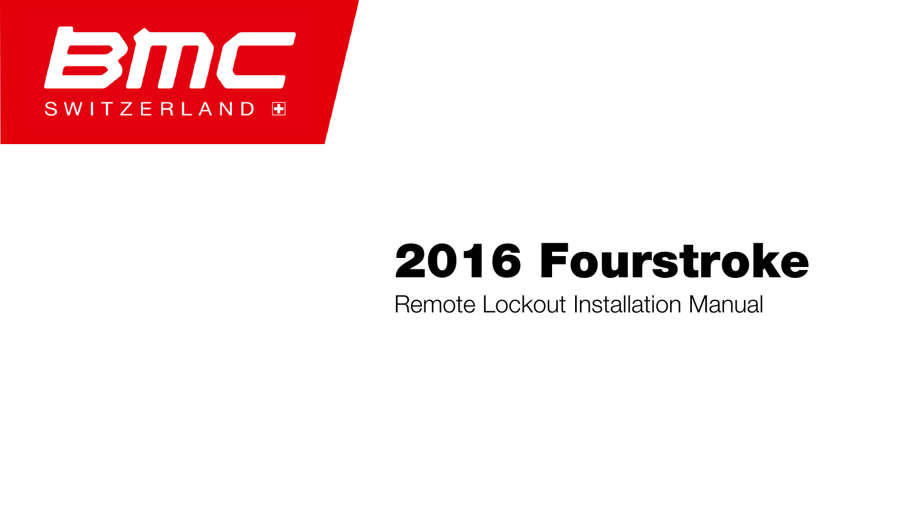BMC

SWITZERLAND

# 2016 Fourstroke

Remote Lockout Installation Manual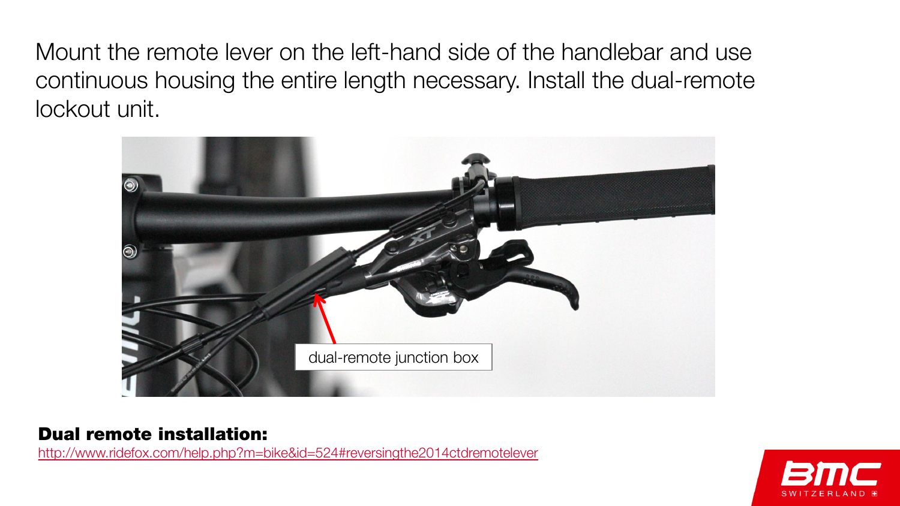Mount the remote lever on the left-hand side of the handlebar and use continuous housing the entire length necessary. Install the dual-remote lockout unit.

dual-remote junction box

**Dual remote installation:**

http://www.ridefox.com/help.php?m=bike&id=524#reversingthe2014ctdremotelever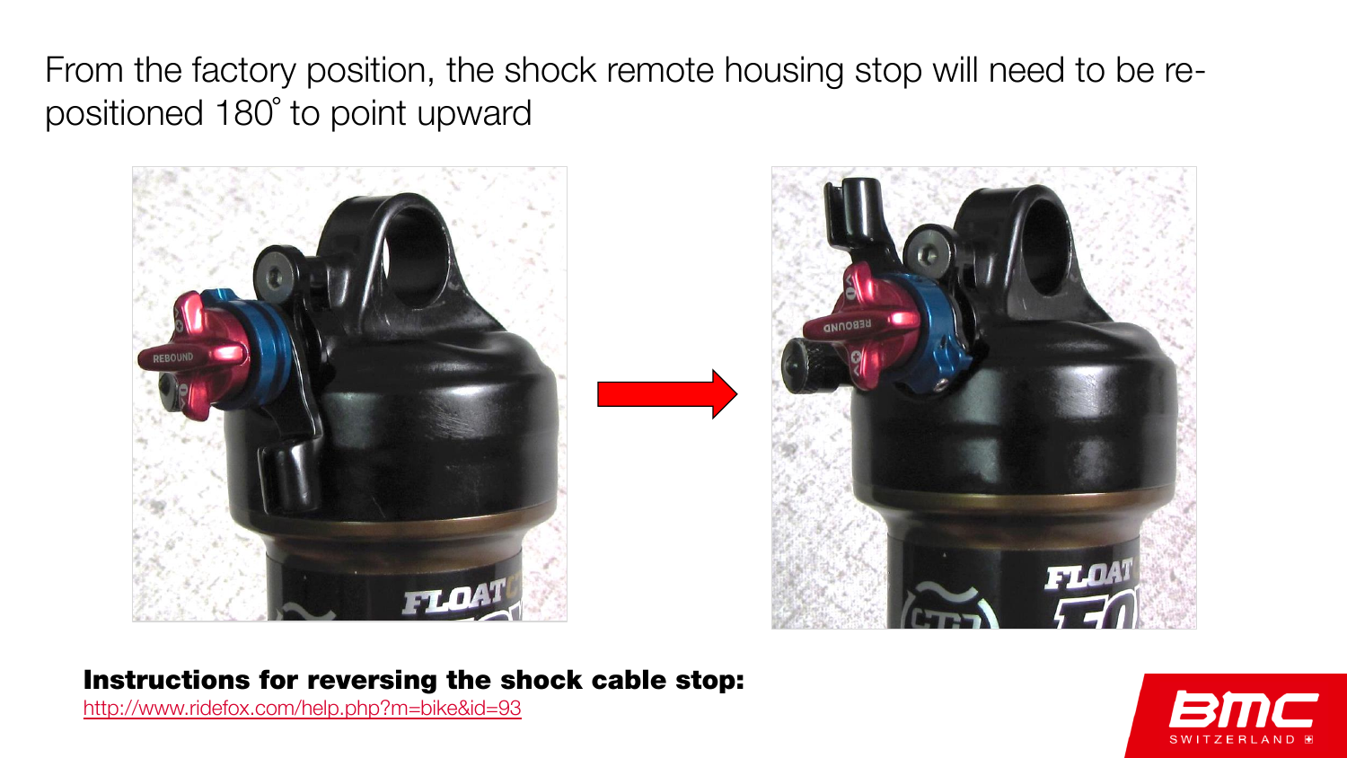From the factory position, the shock remote housing stop will need to be re-positioned 180° to point upward

**Instructions for reversing the shock cable stop:**

http://www.ridefox.com/help.php?m=bike&id=93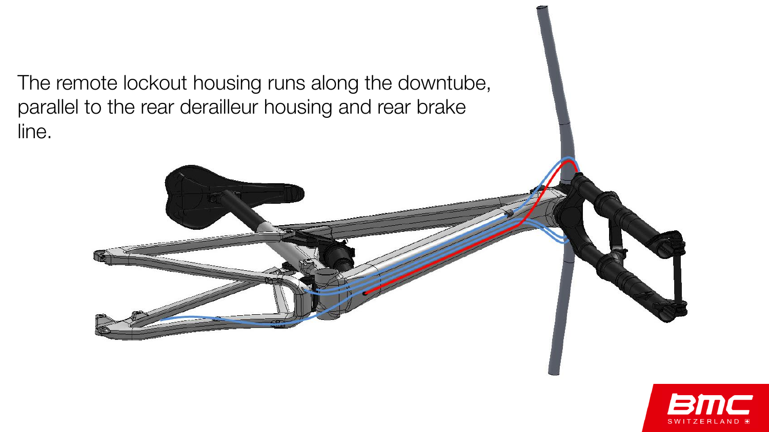The remote lockout housing runs along the downtube, parallel to the rear derailleur housing and rear brake line.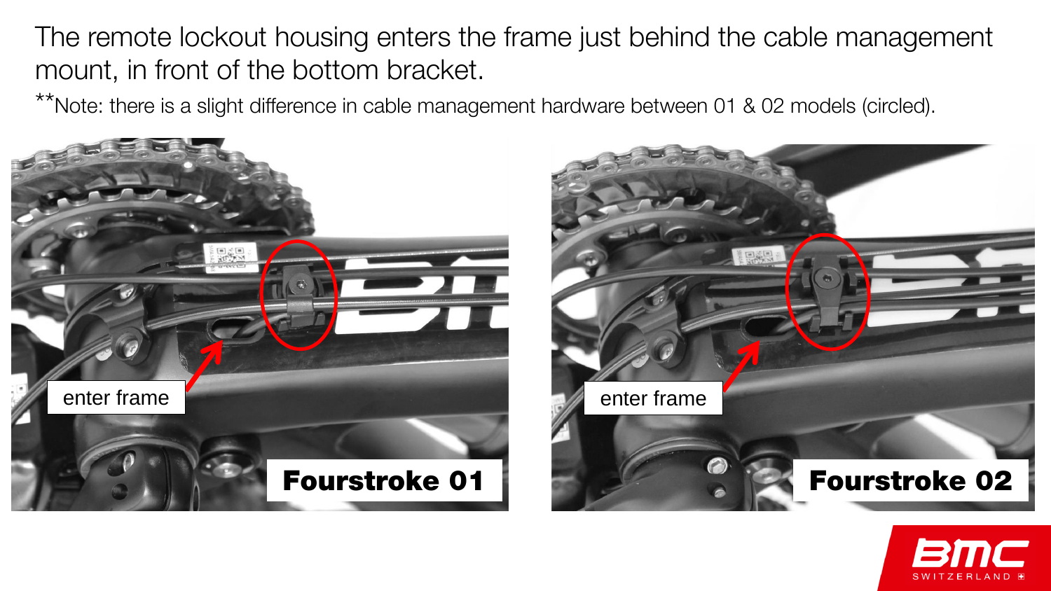The remote lockout housing enters the frame just behind the cable management mount, in front of the bottom bracket.

**Note: there is a slight difference in cable management hardware between 01 & 02 models (circled).

enter frame

**Fourstroke 01**

enter frame

**Fourstroke 02**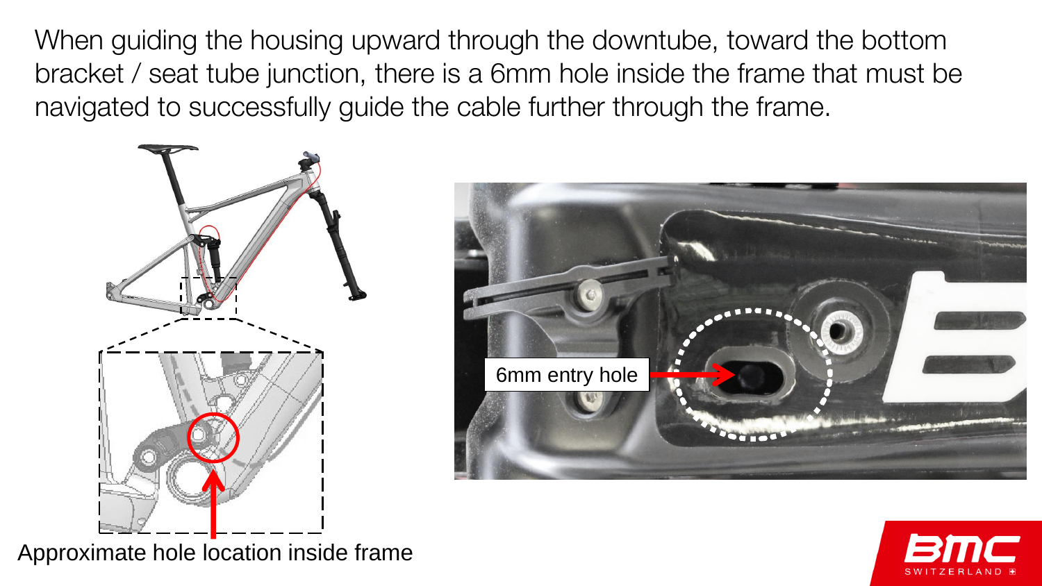When guiding the housing upward through the downtube, toward the bottom bracket / seat tube junction, there is a 6mm hole inside the frame that must be navigated to successfully guide the cable further through the frame.

6mm entry hole

Approximate hole location inside frame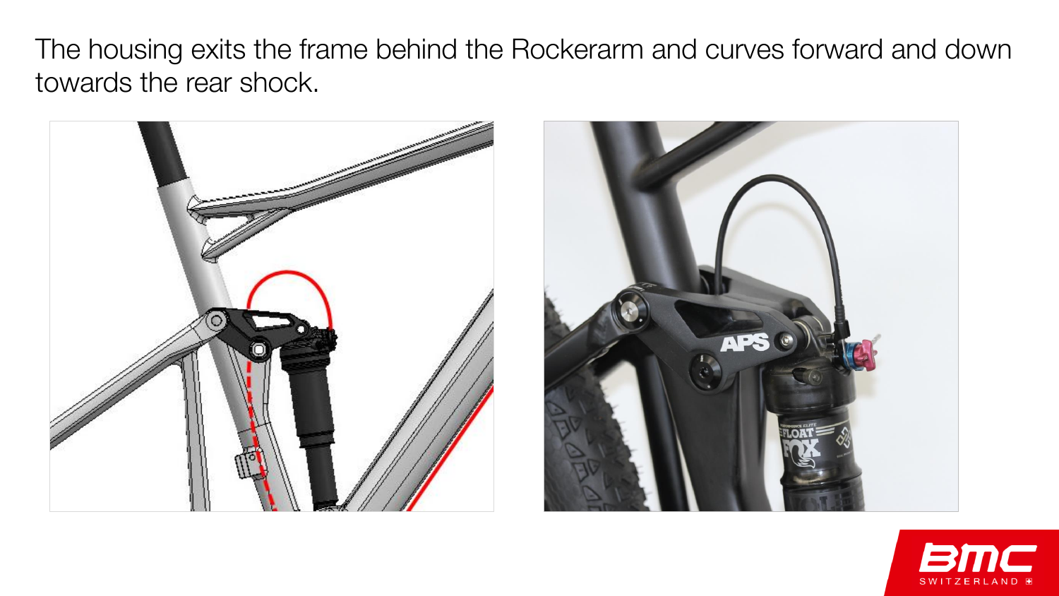The housing exits the frame behind the Rockerarm and curves forward and down towards the rear shock.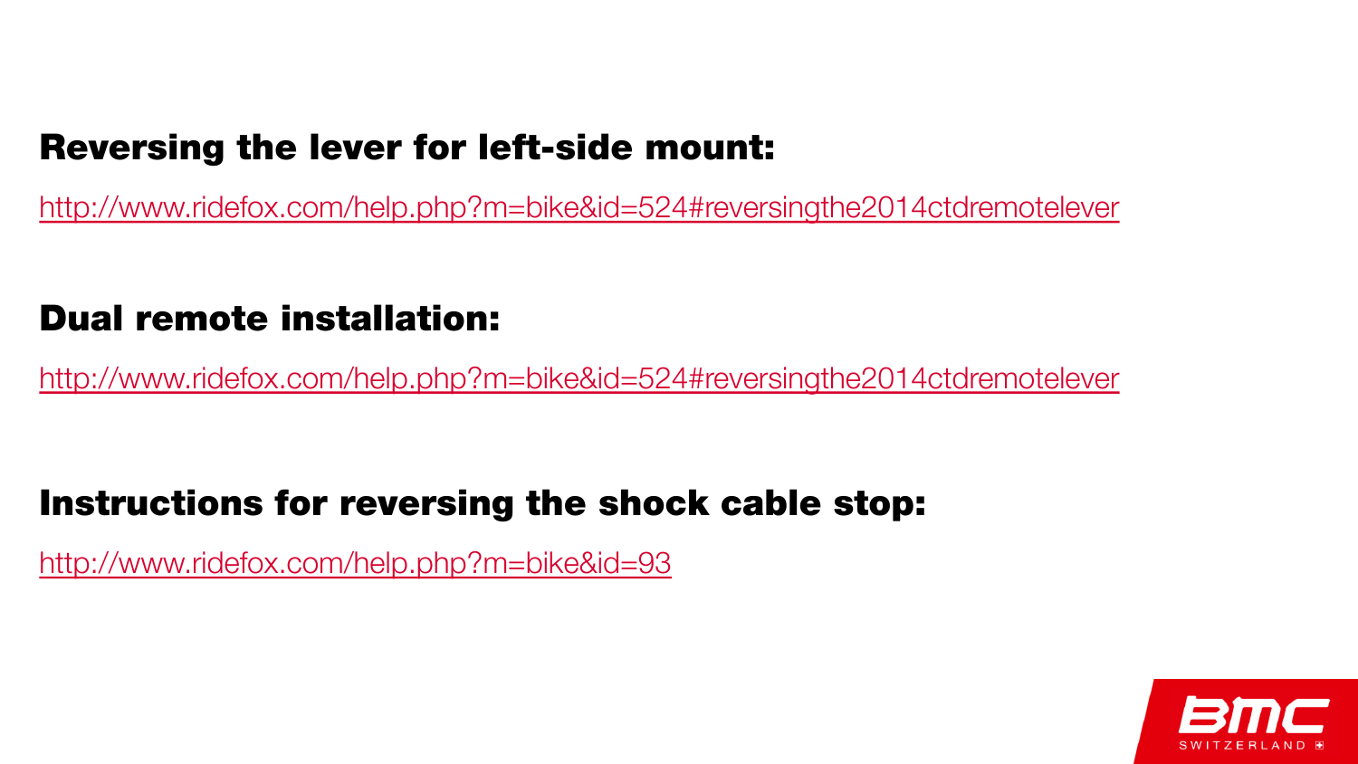## Reversing the lever for left-side mount:

http://www.ridefox.com/help.php?m=bike&id=524#reversingthe2014ctdremotelever

## Dual remote installation:

http://www.ridefox.com/help.php?m=bike&id=524#reversingthe2014ctdremotelever

## Instructions for reversing the shock cable stop:

http://www.ridefox.com/help.php?m=bike&id=93